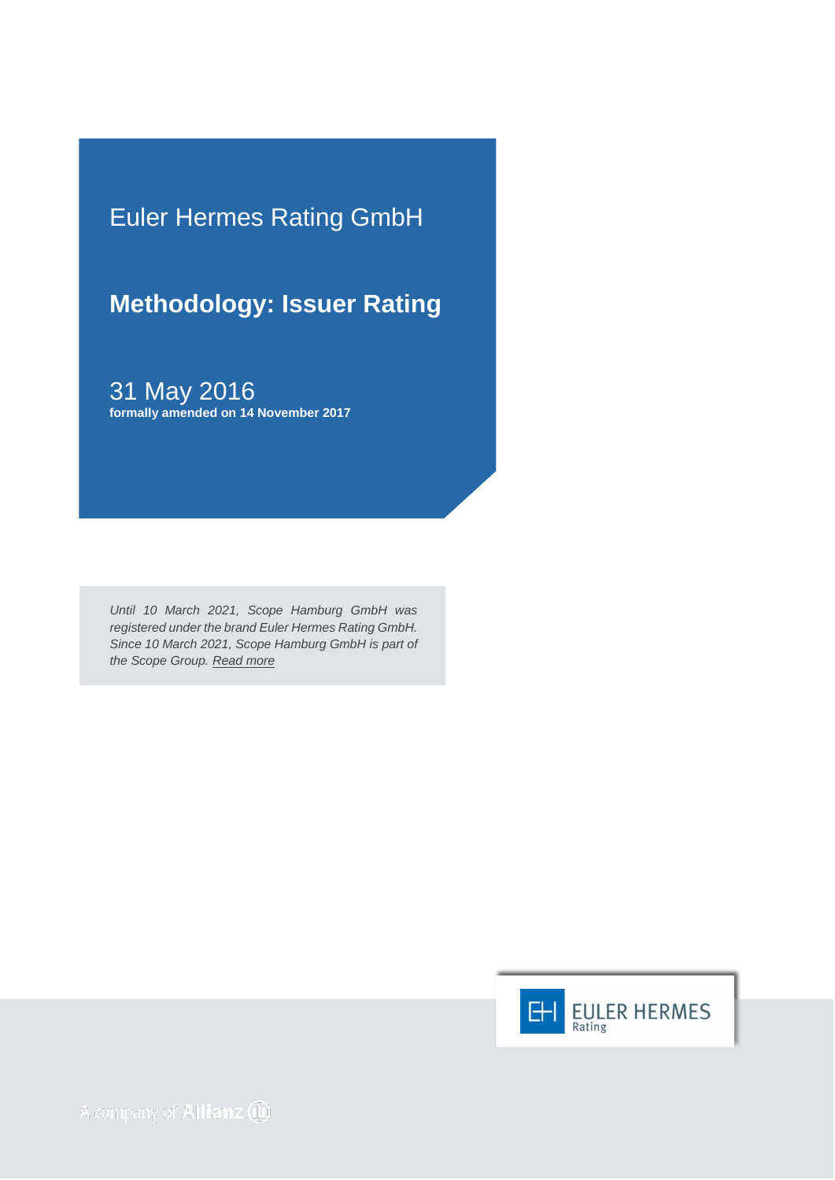Euler Hermes Rating GmbH

# Methodology: Issuer Rating

31 May 2016

**formally amended on 14 November 2017**

*Until 10 March 2021, Scope Hamburg GmbH was registered under the brand Euler Hermes Rating GmbH. Since 10 March 2021, Scope Hamburg GmbH is part of the Scope Group. Read more*

EULER HERMES Rating

A company of Allianz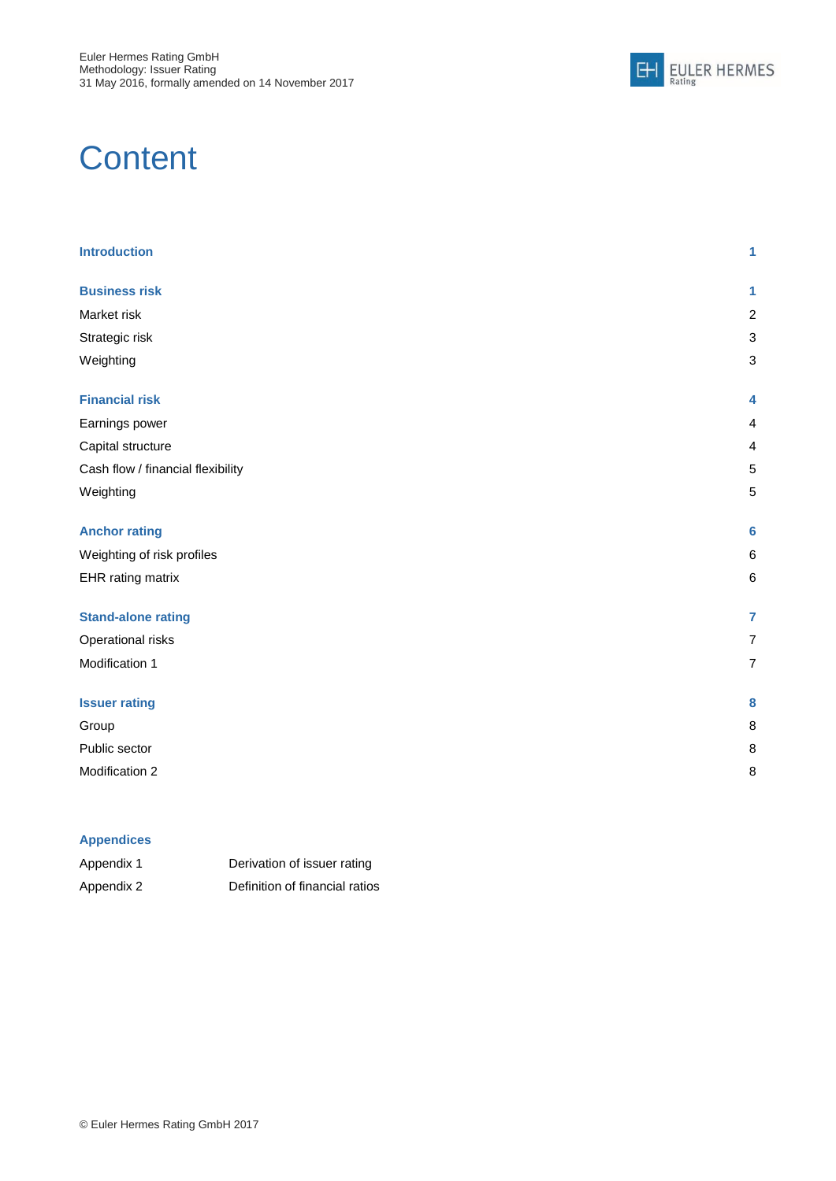# Content

| | |
|---|---|
| **Introduction** | **1** |
| | |
| **Business risk** | **1** |
| Market risk | 2 |
| Strategic risk | 3 |
| Weighting | 3 |
| | |
| **Financial risk** | **4** |
| Earnings power | 4 |
| Capital structure | 4 |
| Cash flow / financial flexibility | 5 |
| Weighting | 5 |
| | |
| **Anchor rating** | **6** |
| Weighting of risk profiles | 6 |
| EHR rating matrix | 6 |
| | |
| **Stand-alone rating** | **7** |
| Operational risks | 7 |
| Modification 1 | 7 |
| | |
| **Issuer rating** | **8** |
| Group | 8 |
| Public sector | 8 |
| Modification 2 | 8 |

**Appendices**

| | |
|---|---|
| Appendix 1 | Derivation of issuer rating |
| Appendix 2 | Definition of financial ratios |

© Euler Hermes Rating GmbH 2017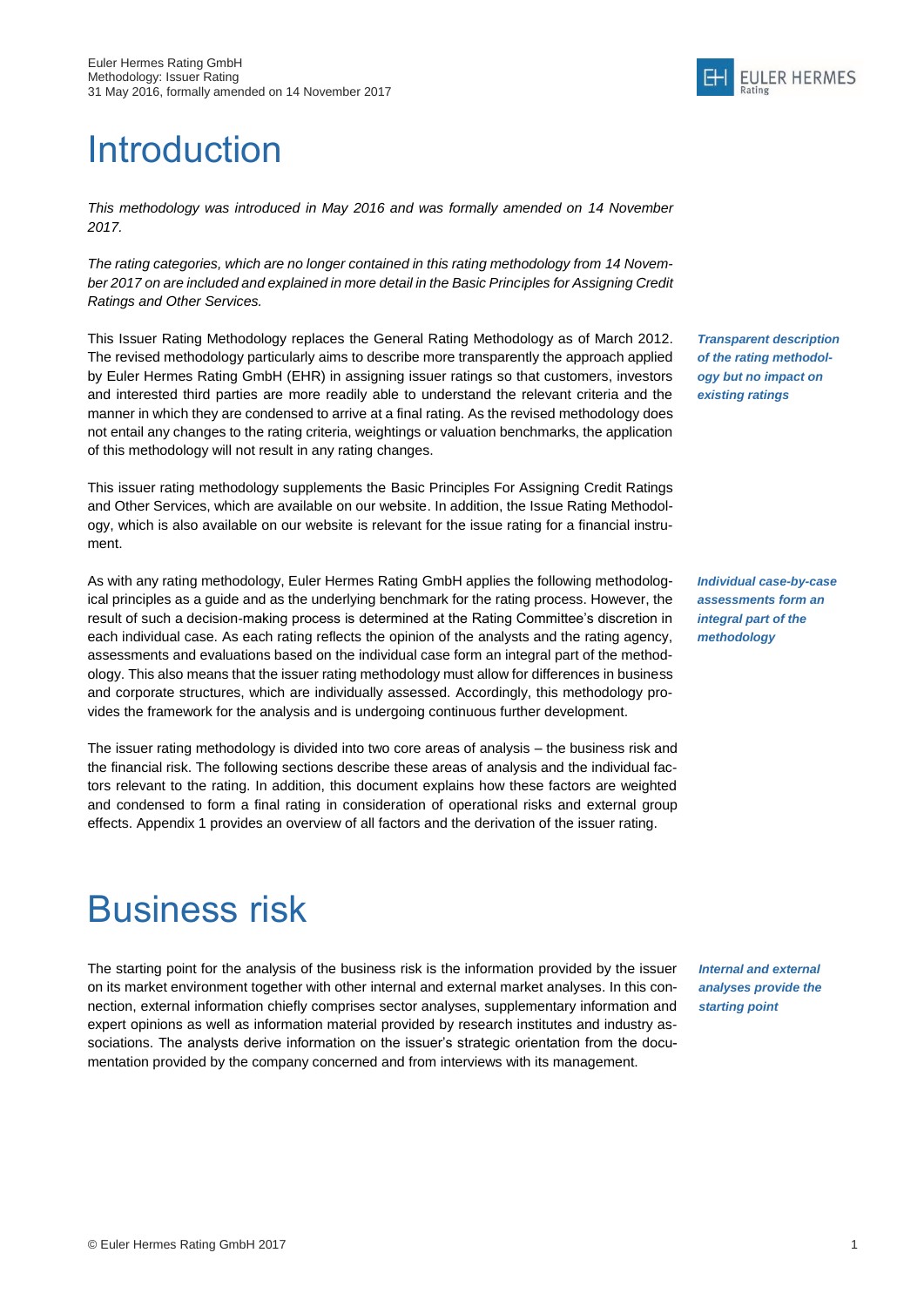# Introduction

*This methodology was introduced in May 2016 and was formally amended on 14 November 2017.*

*The rating categories, which are no longer contained in this rating methodology from 14 November 2017 on are included and explained in more detail in the Basic Principles for Assigning Credit Ratings and Other Services.*

***Transparent description of the rating methodology but no impact on existing ratings***

This Issuer Rating Methodology replaces the General Rating Methodology as of March 2012. The revised methodology particularly aims to describe more transparently the approach applied by Euler Hermes Rating GmbH (EHR) in assigning issuer ratings so that customers, investors and interested third parties are more readily able to understand the relevant criteria and the manner in which they are condensed to arrive at a final rating. As the revised methodology does not entail any changes to the rating criteria, weightings or valuation benchmarks, the application of this methodology will not result in any rating changes.

This issuer rating methodology supplements the Basic Principles For Assigning Credit Ratings and Other Services, which are available on our website. In addition, the Issue Rating Methodology, which is also available on our website is relevant for the issue rating for a financial instrument.

***Individual case-by-case assessments form an integral part of the methodology***

As with any rating methodology, Euler Hermes Rating GmbH applies the following methodological principles as a guide and as the underlying benchmark for the rating process. However, the result of such a decision-making process is determined at the Rating Committee's discretion in each individual case. As each rating reflects the opinion of the analysts and the rating agency, assessments and evaluations based on the individual case form an integral part of the methodology. This also means that the issuer rating methodology must allow for differences in business and corporate structures, which are individually assessed. Accordingly, this methodology provides the framework for the analysis and is undergoing continuous further development.

The issuer rating methodology is divided into two core areas of analysis – the business risk and the financial risk. The following sections describe these areas of analysis and the individual factors relevant to the rating. In addition, this document explains how these factors are weighted and condensed to form a final rating in consideration of operational risks and external group effects. Appendix 1 provides an overview of all factors and the derivation of the issuer rating.

# Business risk

***Internal and external analyses provide the starting point***

The starting point for the analysis of the business risk is the information provided by the issuer on its market environment together with other internal and external market analyses. In this connection, external information chiefly comprises sector analyses, supplementary information and expert opinions as well as information material provided by research institutes and industry associations. The analysts derive information on the issuer's strategic orientation from the documentation provided by the company concerned and from interviews with its management.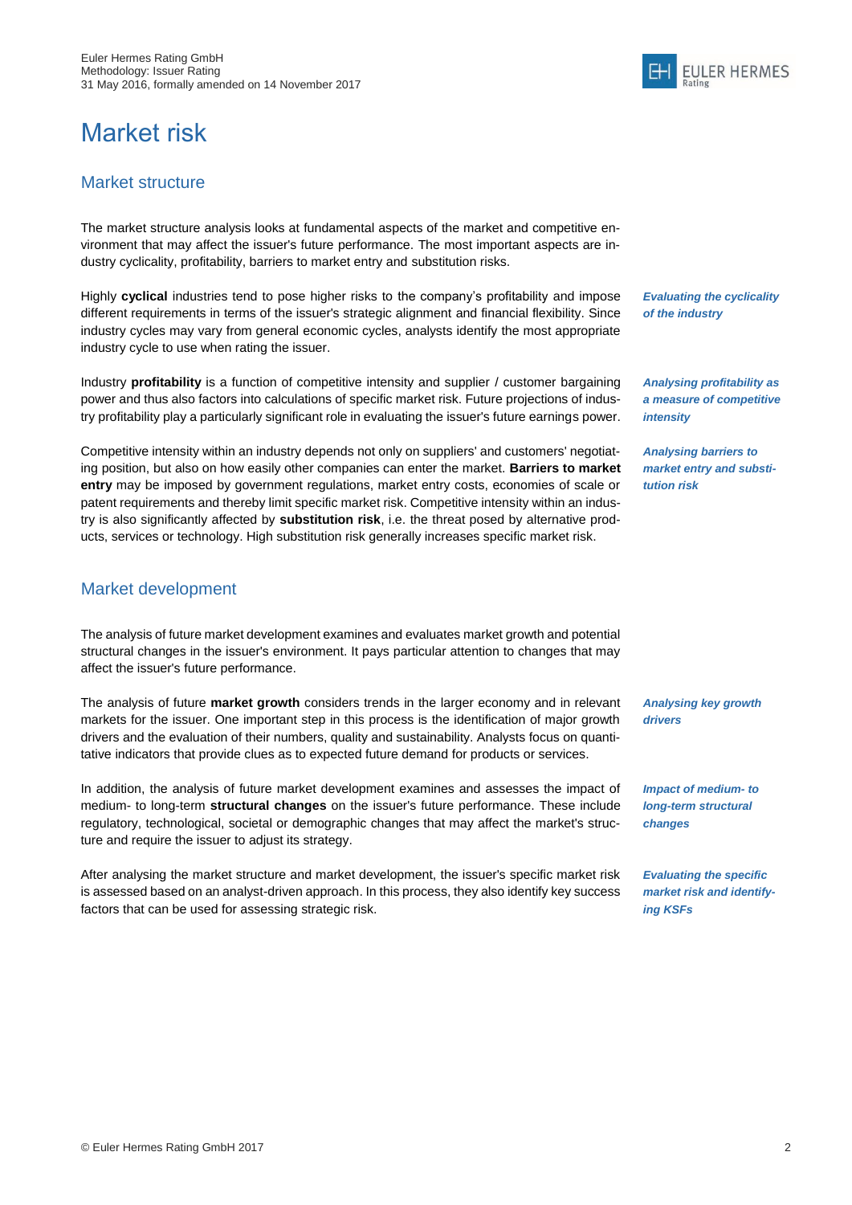# Market risk

## Market structure

The market structure analysis looks at fundamental aspects of the market and competitive environment that may affect the issuer's future performance. The most important aspects are industry cyclicality, profitability, barriers to market entry and substitution risks.

***Evaluating the cyclicality of the industry***

Highly **cyclical** industries tend to pose higher risks to the company's profitability and impose different requirements in terms of the issuer's strategic alignment and financial flexibility. Since industry cycles may vary from general economic cycles, analysts identify the most appropriate industry cycle to use when rating the issuer.

***Analysing profitability as a measure of competitive intensity***

Industry **profitability** is a function of competitive intensity and supplier / customer bargaining power and thus also factors into calculations of specific market risk. Future projections of industry profitability play a particularly significant role in evaluating the issuer's future earnings power.

***Analysing barriers to market entry and substitution risk***

Competitive intensity within an industry depends not only on suppliers' and customers' negotiating position, but also on how easily other companies can enter the market. **Barriers to market entry** may be imposed by government regulations, market entry costs, economies of scale or patent requirements and thereby limit specific market risk. Competitive intensity within an industry is also significantly affected by **substitution risk**, i.e. the threat posed by alternative products, services or technology. High substitution risk generally increases specific market risk.

## Market development

The analysis of future market development examines and evaluates market growth and potential structural changes in the issuer's environment. It pays particular attention to changes that may affect the issuer's future performance.

***Analysing key growth drivers***

The analysis of future **market growth** considers trends in the larger economy and in relevant markets for the issuer. One important step in this process is the identification of major growth drivers and the evaluation of their numbers, quality and sustainability. Analysts focus on quantitative indicators that provide clues as to expected future demand for products or services.

***Impact of medium- to long-term structural changes***

In addition, the analysis of future market development examines and assesses the impact of medium- to long-term **structural changes** on the issuer's future performance. These include regulatory, technological, societal or demographic changes that may affect the market's structure and require the issuer to adjust its strategy.

***Evaluating the specific market risk and identifying KSFs***

After analysing the market structure and market development, the issuer's specific market risk is assessed based on an analyst-driven approach. In this process, they also identify key success factors that can be used for assessing strategic risk.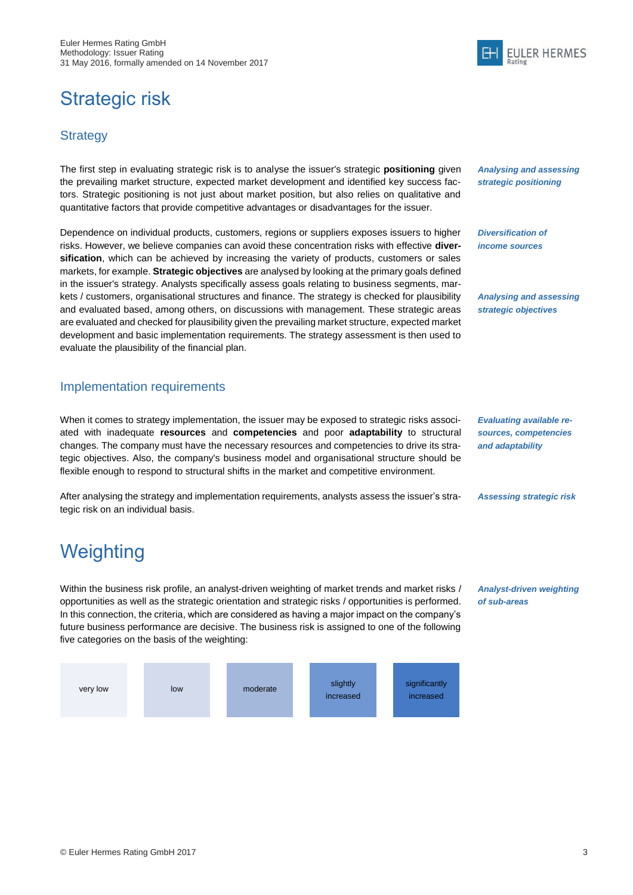# Strategic risk

## Strategy

*Analysing and assessing strategic positioning*

The first step in evaluating strategic risk is to analyse the issuer's strategic **positioning** given the prevailing market structure, expected market development and identified key success factors. Strategic positioning is not just about market position, but also relies on qualitative and quantitative factors that provide competitive advantages or disadvantages for the issuer.

*Diversification of income sources*

*Analysing and assessing strategic objectives*

Dependence on individual products, customers, regions or suppliers exposes issuers to higher risks. However, we believe companies can avoid these concentration risks with effective **diversification**, which can be achieved by increasing the variety of products, customers or sales markets, for example. **Strategic objectives** are analysed by looking at the primary goals defined in the issuer's strategy. Analysts specifically assess goals relating to business segments, markets / customers, organisational structures and finance. The strategy is checked for plausibility and evaluated based, among others, on discussions with management. These strategic areas are evaluated and checked for plausibility given the prevailing market structure, expected market development and basic implementation requirements. The strategy assessment is then used to evaluate the plausibility of the financial plan.

## Implementation requirements

*Evaluating available resources, competencies and adaptability*

When it comes to strategy implementation, the issuer may be exposed to strategic risks associated with inadequate **resources** and **competencies** and poor **adaptability** to structural changes. The company must have the necessary resources and competencies to drive its strategic objectives. Also, the company's business model and organisational structure should be flexible enough to respond to structural shifts in the market and competitive environment.

*Assessing strategic risk*

After analysing the strategy and implementation requirements, analysts assess the issuer's strategic risk on an individual basis.

# Weighting

*Analyst-driven weighting of sub-areas*

Within the business risk profile, an analyst-driven weighting of market trends and market risks / opportunities as well as the strategic orientation and strategic risks / opportunities is performed. In this connection, the criteria, which are considered as having a major impact on the company's future business performance are decisive. The business risk is assigned to one of the following five categories on the basis of the weighting:

| very low | low | moderate | slightly increased | significantly increased |
|---|---|---|---|---|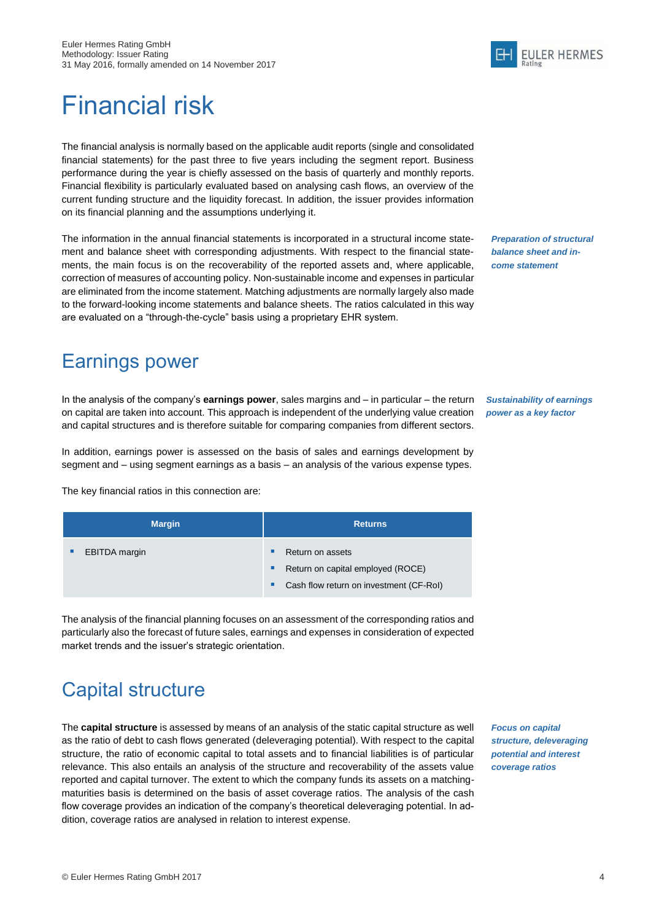# Financial risk

The financial analysis is normally based on the applicable audit reports (single and consolidated financial statements) for the past three to five years including the segment report. Business performance during the year is chiefly assessed on the basis of quarterly and monthly reports. Financial flexibility is particularly evaluated based on analysing cash flows, an overview of the current funding structure and the liquidity forecast. In addition, the issuer provides information on its financial planning and the assumptions underlying it.

*Preparation of structural balance sheet and income statement*

The information in the annual financial statements is incorporated in a structural income statement and balance sheet with corresponding adjustments. With respect to the financial statements, the main focus is on the recoverability of the reported assets and, where applicable, correction of measures of accounting policy. Non-sustainable income and expenses in particular are eliminated from the income statement. Matching adjustments are normally largely also made to the forward-looking income statements and balance sheets. The ratios calculated in this way are evaluated on a "through-the-cycle" basis using a proprietary EHR system.

## Earnings power

*Sustainability of earnings power as a key factor*

In the analysis of the company's **earnings power**, sales margins and – in particular – the return on capital are taken into account. This approach is independent of the underlying value creation and capital structures and is therefore suitable for comparing companies from different sectors.

In addition, earnings power is assessed on the basis of sales and earnings development by segment and – using segment earnings as a basis – an analysis of the various expense types.

The key financial ratios in this connection are:

| Margin | Returns |
|---|---|
| ▪ EBITDA margin | ▪ Return on assets<br>▪ Return on capital employed (ROCE)<br>▪ Cash flow return on investment (CF-RoI) |

The analysis of the financial planning focuses on an assessment of the corresponding ratios and particularly also the forecast of future sales, earnings and expenses in consideration of expected market trends and the issuer's strategic orientation.

## Capital structure

*Focus on capital structure, deleveraging potential and interest coverage ratios*

The **capital structure** is assessed by means of an analysis of the static capital structure as well as the ratio of debt to cash flows generated (deleveraging potential). With respect to the capital structure, the ratio of economic capital to total assets and to financial liabilities is of particular relevance. This also entails an analysis of the structure and recoverability of the assets value reported and capital turnover. The extent to which the company funds its assets on a matching-maturities basis is determined on the basis of asset coverage ratios. The analysis of the cash flow coverage provides an indication of the company's theoretical deleveraging potential. In addition, coverage ratios are analysed in relation to interest expense.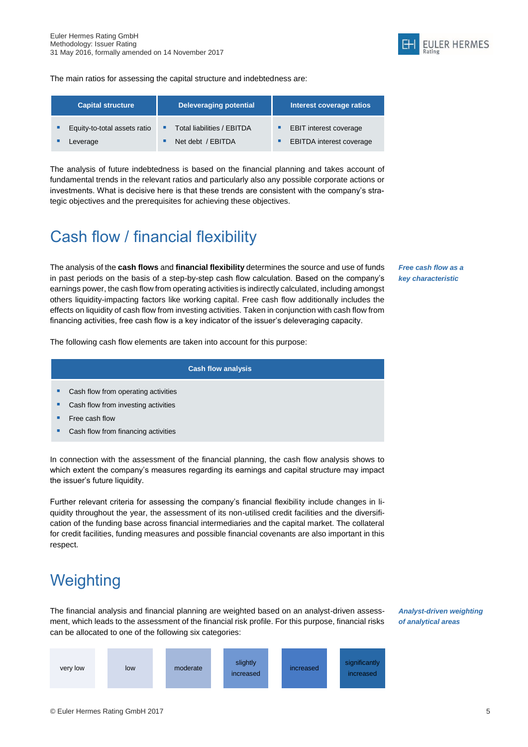The main ratios for assessing the capital structure and indebtedness are:

| Capital structure | Deleveraging potential | Interest coverage ratios |
|---|---|---|
| ▪ Equity-to-total assets ratio<br>▪ Leverage | ▪ Total liabilities / EBITDA<br>▪ Net debt / EBITDA | ▪ EBIT interest coverage<br>▪ EBITDA interest coverage |

The analysis of future indebtedness is based on the financial planning and takes account of fundamental trends in the relevant ratios and particularly also any possible corporate actions or investments. What is decisive here is that these trends are consistent with the company's strategic objectives and the prerequisites for achieving these objectives.

# Cash flow / financial flexibility

*Free cash flow as a key characteristic*

The analysis of the **cash flows** and **financial flexibility** determines the source and use of funds in past periods on the basis of a step-by-step cash flow calculation. Based on the company's earnings power, the cash flow from operating activities is indirectly calculated, including amongst others liquidity-impacting factors like working capital. Free cash flow additionally includes the effects on liquidity of cash flow from investing activities. Taken in conjunction with cash flow from financing activities, free cash flow is a key indicator of the issuer's deleveraging capacity.

The following cash flow elements are taken into account for this purpose:

| Cash flow analysis |
|---|
| ▪ Cash flow from operating activities<br>▪ Cash flow from investing activities<br>▪ Free cash flow<br>▪ Cash flow from financing activities |

In connection with the assessment of the financial planning, the cash flow analysis shows to which extent the company's measures regarding its earnings and capital structure may impact the issuer's future liquidity.

Further relevant criteria for assessing the company's financial flexibility include changes in liquidity throughout the year, the assessment of its non-utilised credit facilities and the diversification of the funding base across financial intermediaries and the capital market. The collateral for credit facilities, funding measures and possible financial covenants are also important in this respect.

# Weighting

*Analyst-driven weighting of analytical areas*

The financial analysis and financial planning are weighted based on an analyst-driven assessment, which leads to the assessment of the financial risk profile. For this purpose, financial risks can be allocated to one of the following six categories:

| very low | low | moderate | slightly increased | increased | significantly increased |
|---|---|---|---|---|---|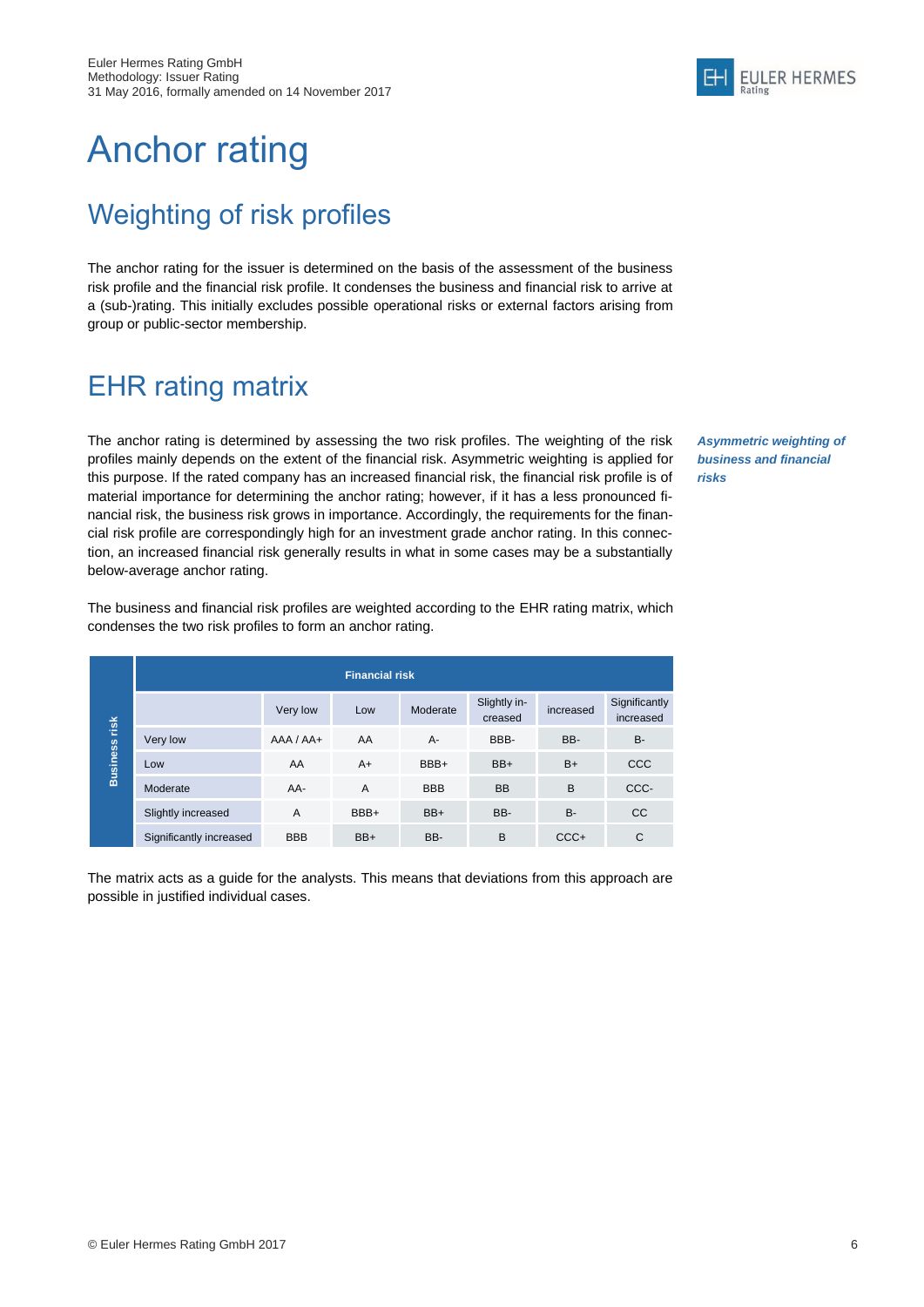# Anchor rating

## Weighting of risk profiles

The anchor rating for the issuer is determined on the basis of the assessment of the business risk profile and the financial risk profile. It condenses the business and financial risk to arrive at a (sub-)rating. This initially excludes possible operational risks or external factors arising from group or public-sector membership.

## EHR rating matrix

***Asymmetric weighting of business and financial risks***

The anchor rating is determined by assessing the two risk profiles. The weighting of the risk profiles mainly depends on the extent of the financial risk. Asymmetric weighting is applied for this purpose. If the rated company has an increased financial risk, the financial risk profile is of material importance for determining the anchor rating; however, if it has a less pronounced financial risk, the business risk grows in importance. Accordingly, the requirements for the financial risk profile are correspondingly high for an investment grade anchor rating. In this connection, an increased financial risk generally results in what in some cases may be a substantially below-average anchor rating.

The business and financial risk profiles are weighted according to the EHR rating matrix, which condenses the two risk profiles to form an anchor rating.

| | | **Financial risk** | | | | | |
|---|---|---|---|---|---|---|---|
| | | Very low | Low | Moderate | Slightly increased | increased | Significantly increased |
| **Business risk** | Very low | AAA / AA+ | AA | A- | BBB- | BB- | B- |
| | Low | AA | A+ | BBB+ | BB+ | B+ | CCC |
| | Moderate | AA- | A | BBB | BB | B | CCC- |
| | Slightly increased | A | BBB+ | BB+ | BB- | B- | CC |
| | Significantly increased | BBB | BB+ | BB- | B | CCC+ | C |

The matrix acts as a guide for the analysts. This means that deviations from this approach are possible in justified individual cases.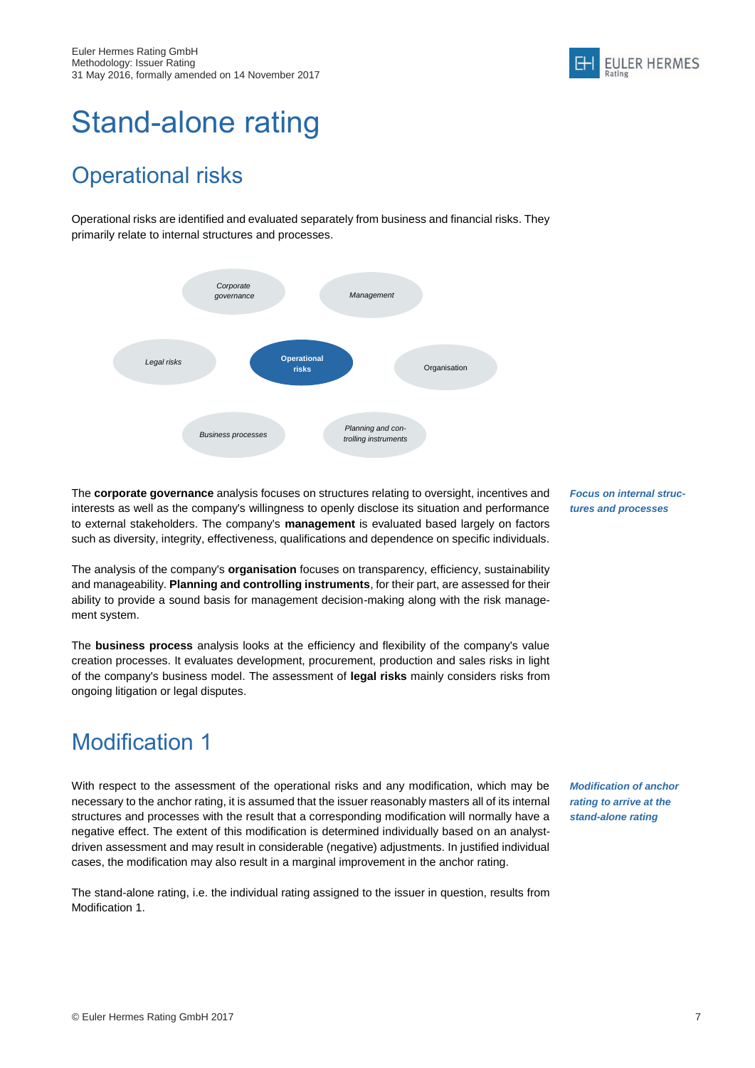# Stand-alone rating

## Operational risks

Operational risks are identified and evaluated separately from business and financial risks. They primarily relate to internal structures and processes.

*Corporate governance*

*Management*

*Legal risks*

**Operational risks**

Organisation

*Business processes*

*Planning and controlling instruments*

***Focus on internal structures and processes***

The **corporate governance** analysis focuses on structures relating to oversight, incentives and interests as well as the company's willingness to openly disclose its situation and performance to external stakeholders. The company's **management** is evaluated based largely on factors such as diversity, integrity, effectiveness, qualifications and dependence on specific individuals.

The analysis of the company's **organisation** focuses on transparency, efficiency, sustainability and manageability. **Planning and controlling instruments**, for their part, are assessed for their ability to provide a sound basis for management decision-making along with the risk management system.

The **business process** analysis looks at the efficiency and flexibility of the company's value creation processes. It evaluates development, procurement, production and sales risks in light of the company's business model. The assessment of **legal risks** mainly considers risks from ongoing litigation or legal disputes.

## Modification 1

***Modification of anchor rating to arrive at the stand-alone rating***

With respect to the assessment of the operational risks and any modification, which may be necessary to the anchor rating, it is assumed that the issuer reasonably masters all of its internal structures and processes with the result that a corresponding modification will normally have a negative effect. The extent of this modification is determined individually based on an analyst-driven assessment and may result in considerable (negative) adjustments. In justified individual cases, the modification may also result in a marginal improvement in the anchor rating.

The stand-alone rating, i.e. the individual rating assigned to the issuer in question, results from Modification 1.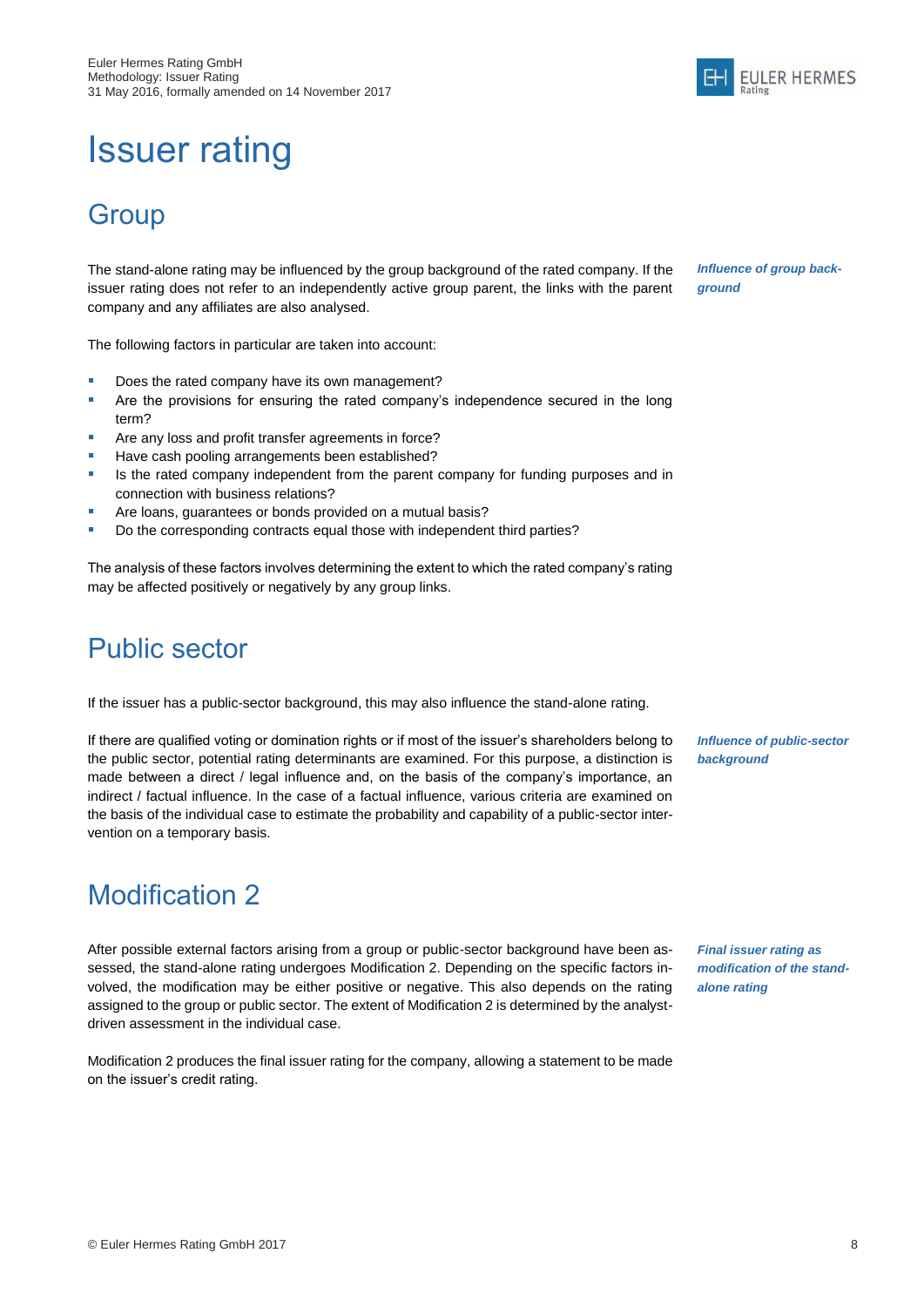# Issuer rating

## Group

*Influence of group background*

The stand-alone rating may be influenced by the group background of the rated company. If the issuer rating does not refer to an independently active group parent, the links with the parent company and any affiliates are also analysed.

The following factors in particular are taken into account:

- Does the rated company have its own management?
- Are the provisions for ensuring the rated company's independence secured in the long term?
- Are any loss and profit transfer agreements in force?
- Have cash pooling arrangements been established?
- Is the rated company independent from the parent company for funding purposes and in connection with business relations?
- Are loans, guarantees or bonds provided on a mutual basis?
- Do the corresponding contracts equal those with independent third parties?

The analysis of these factors involves determining the extent to which the rated company's rating may be affected positively or negatively by any group links.

## Public sector

If the issuer has a public-sector background, this may also influence the stand-alone rating.

*Influence of public-sector background*

If there are qualified voting or domination rights or if most of the issuer's shareholders belong to the public sector, potential rating determinants are examined. For this purpose, a distinction is made between a direct / legal influence and, on the basis of the company's importance, an indirect / factual influence. In the case of a factual influence, various criteria are examined on the basis of the individual case to estimate the probability and capability of a public-sector intervention on a temporary basis.

## Modification 2

*Final issuer rating as modification of the stand-alone rating*

After possible external factors arising from a group or public-sector background have been assessed, the stand-alone rating undergoes Modification 2. Depending on the specific factors involved, the modification may be either positive or negative. This also depends on the rating assigned to the group or public sector. The extent of Modification 2 is determined by the analyst-driven assessment in the individual case.

Modification 2 produces the final issuer rating for the company, allowing a statement to be made on the issuer's credit rating.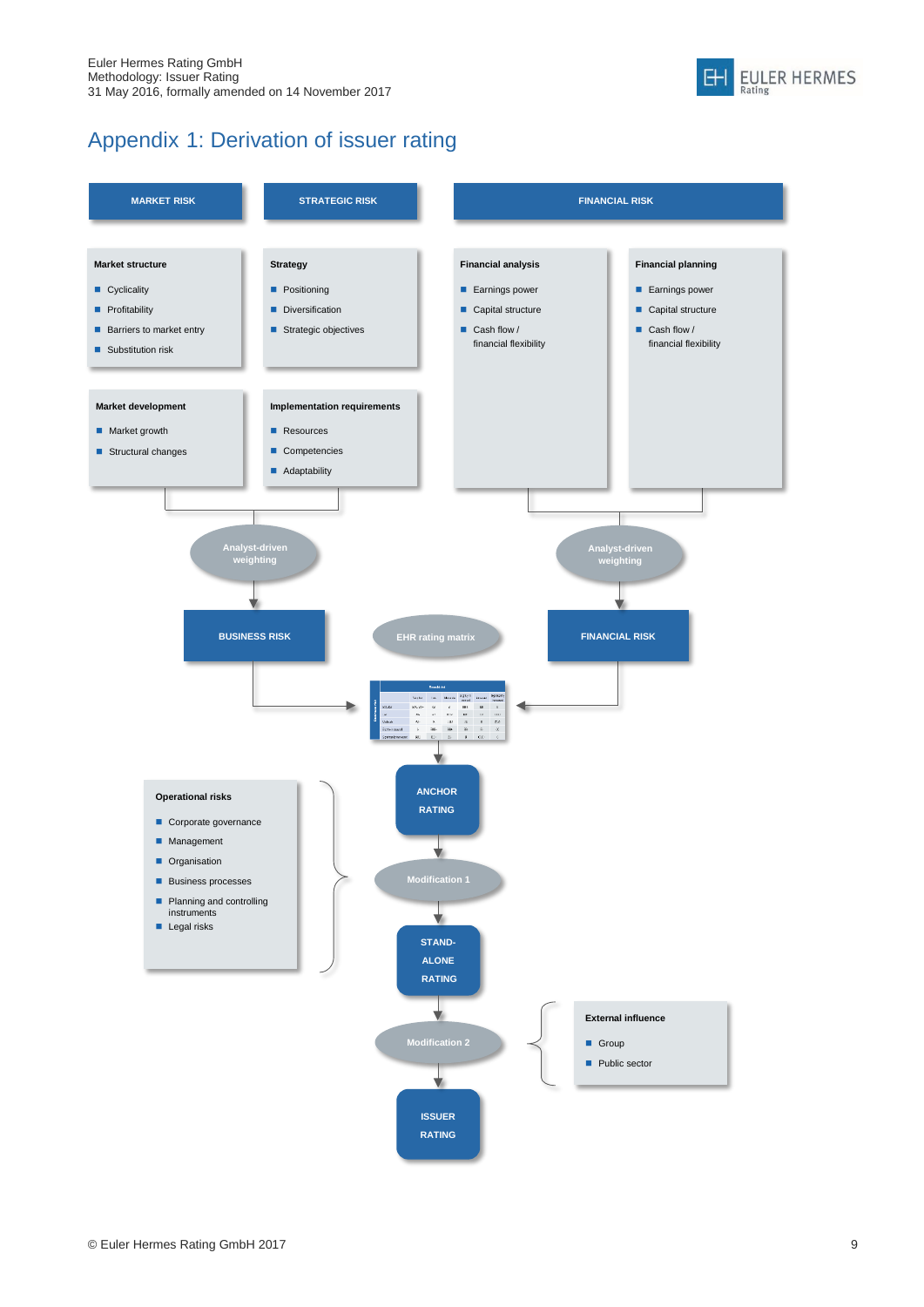# Appendix 1: Derivation of issuer rating

**MARKET RISK**

**Market structure**

- Cyclicality
- Profitability
- Barriers to market entry
- Substitution risk

**Market development**

- Market growth
- Structural changes

**STRATEGIC RISK**

**Strategy**

- Positioning
- Diversification
- Strategic objectives

**Implementation requirements**

- Resources
- Competencies
- Adaptability

**FINANCIAL RISK**

**Financial analysis**

- Earnings power
- Capital structure
- Cash flow / financial flexibility

**Financial planning**

- Earnings power
- Capital structure
- Cash flow / financial flexibility

Analyst-driven weighting → **BUSINESS RISK**

Analyst-driven weighting → **FINANCIAL RISK**

EHR rating matrix

**ANCHOR RATING**

Modification 1

**Operational risks**

- Corporate governance
- Management
- Organisation
- Business processes
- Planning and controlling instruments
- Legal risks

**STAND-ALONE RATING**

Modification 2

**External influence**

- Group
- Public sector

**ISSUER RATING**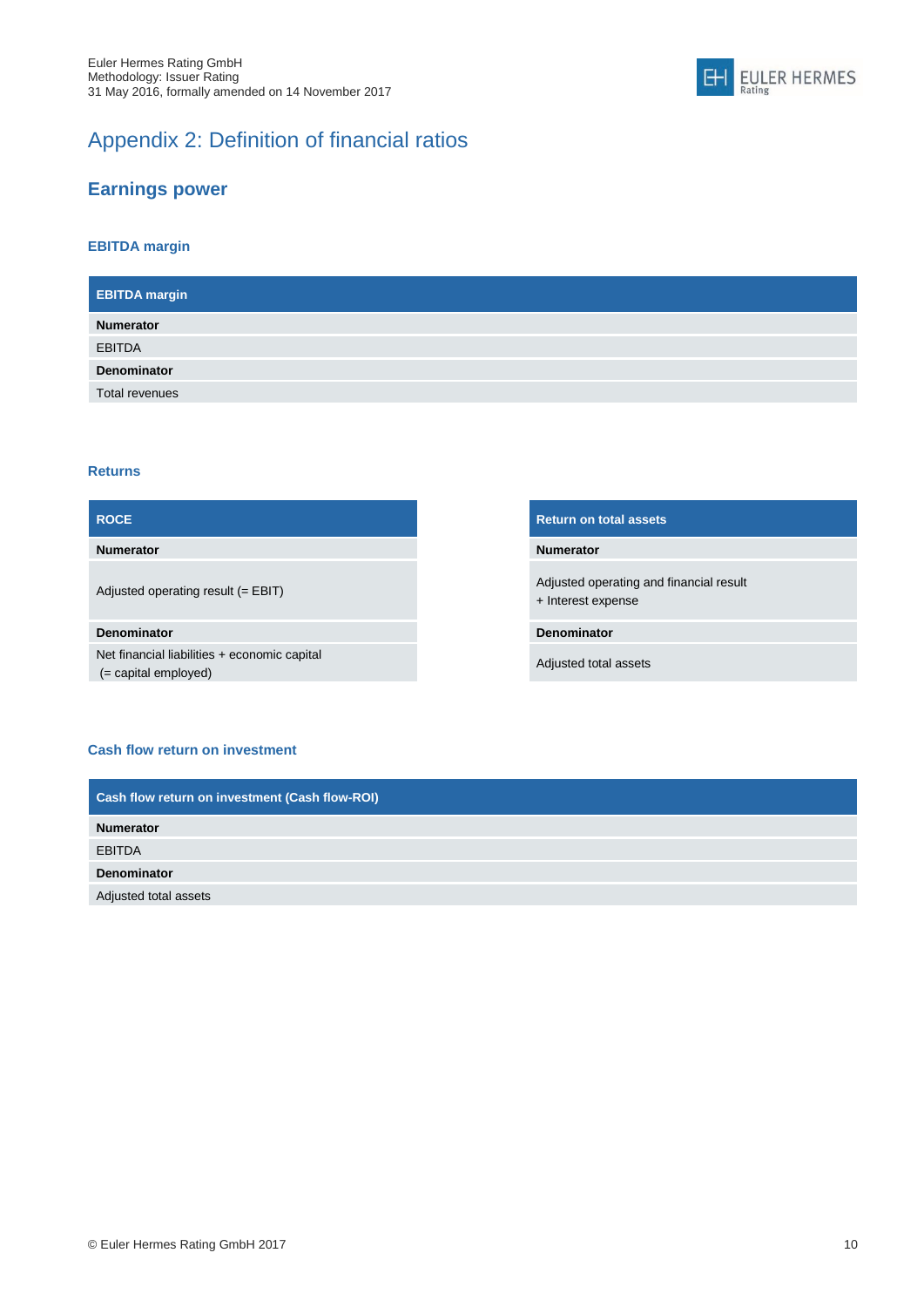# Appendix 2: Definition of financial ratios

## Earnings power

### EBITDA margin

| EBITDA margin |
|---|
| **Numerator** |
| EBITDA |
| **Denominator** |
| Total revenues |

### Returns

| ROCE |
|---|
| **Numerator** |
| Adjusted operating result (= EBIT) |
| **Denominator** |
| Net financial liabilities + economic capital (= capital employed) |

| Return on total assets |
|---|
| **Numerator** |
| Adjusted operating and financial result + Interest expense |
| **Denominator** |
| Adjusted total assets |

### Cash flow return on investment

| Cash flow return on investment (Cash flow-ROI) |
|---|
| **Numerator** |
| EBITDA |
| **Denominator** |
| Adjusted total assets |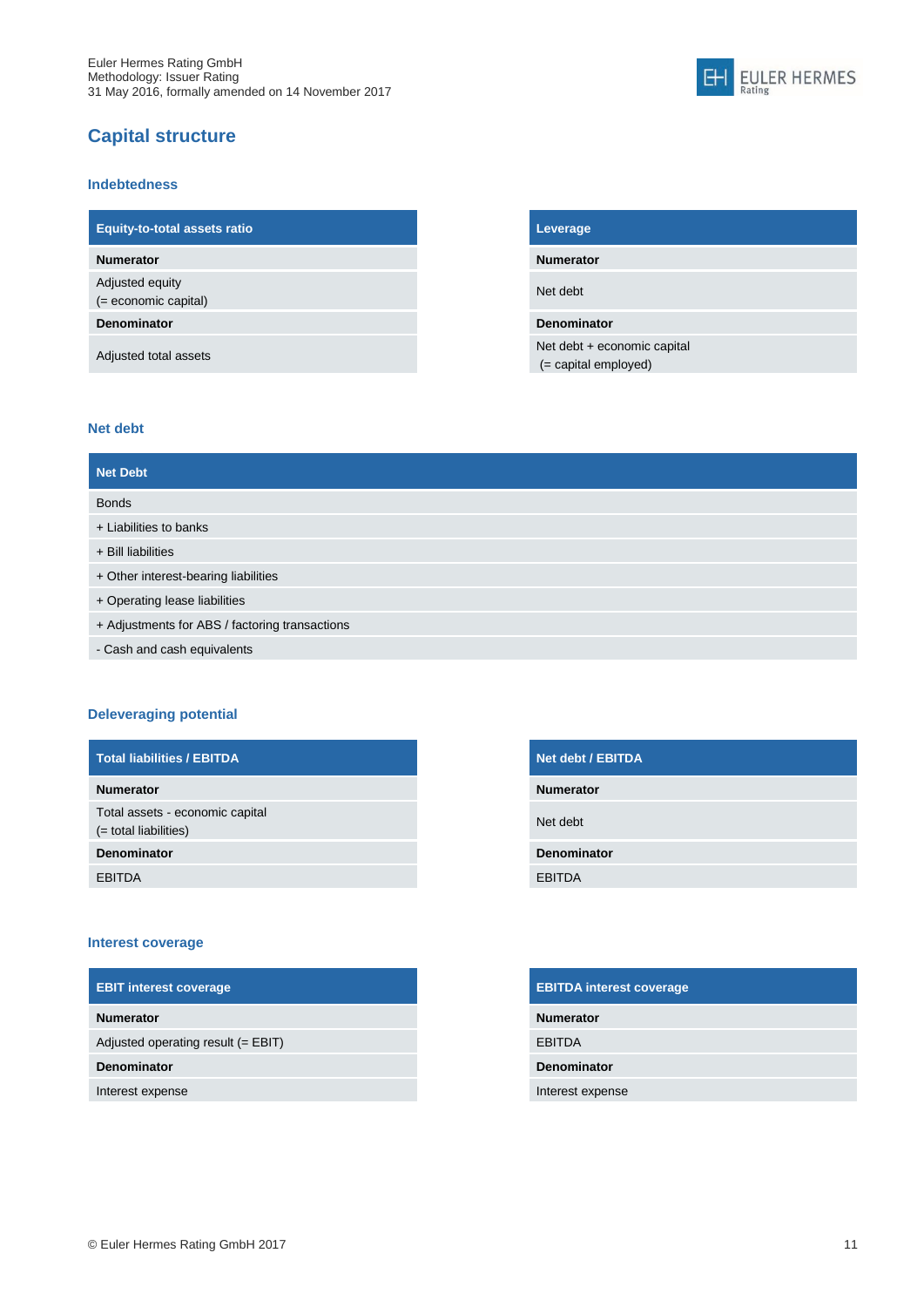## Capital structure

### Indebtedness

| Equity-to-total assets ratio |
|---|
| **Numerator** |
| Adjusted equity (= economic capital) |
| **Denominator** |
| Adjusted total assets |

| Leverage |
|---|
| **Numerator** |
| Net debt |
| **Denominator** |
| Net debt + economic capital (= capital employed) |

### Net debt

| Net Debt |
|---|
| Bonds |
| + Liabilities to banks |
| + Bill liabilities |
| + Other interest-bearing liabilities |
| + Operating lease liabilities |
| + Adjustments for ABS / factoring transactions |
| - Cash and cash equivalents |

### Deleveraging potential

| Total liabilities / EBITDA |
|---|
| **Numerator** |
| Total assets - economic capital (= total liabilities) |
| **Denominator** |
| EBITDA |

| Net debt / EBITDA |
|---|
| **Numerator** |
| Net debt |
| **Denominator** |
| EBITDA |

### Interest coverage

| EBIT interest coverage |
|---|
| **Numerator** |
| Adjusted operating result (= EBIT) |
| **Denominator** |
| Interest expense |

| EBITDA interest coverage |
|---|
| **Numerator** |
| EBITDA |
| **Denominator** |
| Interest expense |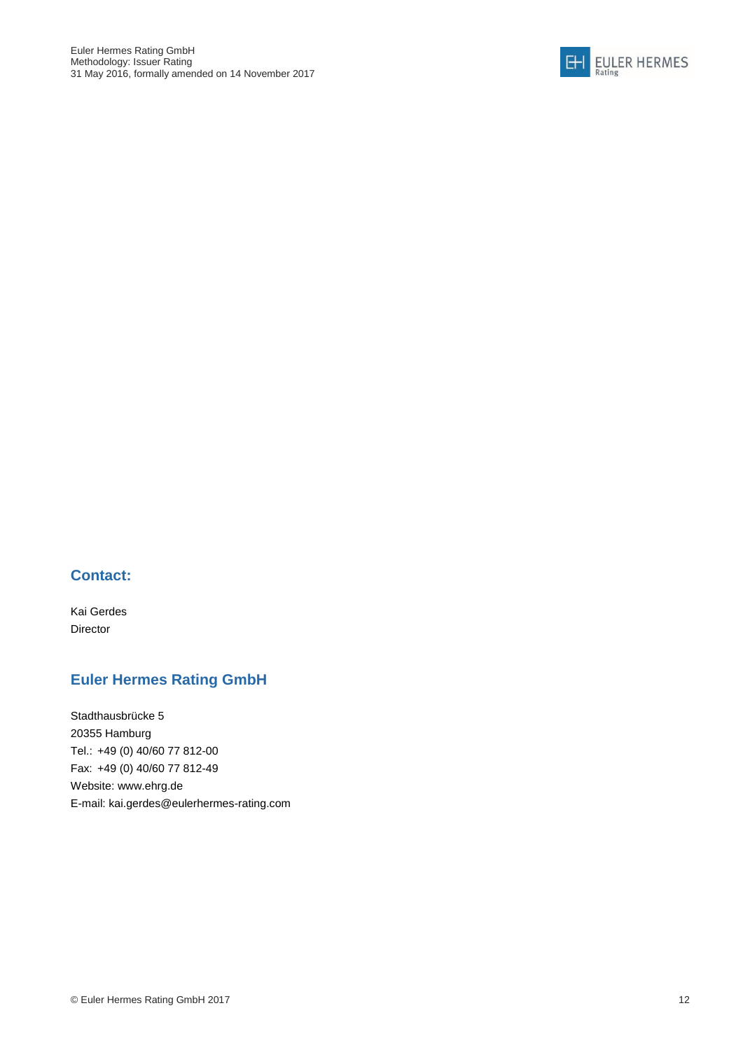## Contact:

Kai Gerdes
Director

## Euler Hermes Rating GmbH

Stadthausbrücke 5
20355 Hamburg
Tel.: +49 (0) 40/60 77 812-00
Fax: +49 (0) 40/60 77 812-49
Website: www.ehrg.de
E-mail: kai.gerdes@eulerhermes-rating.com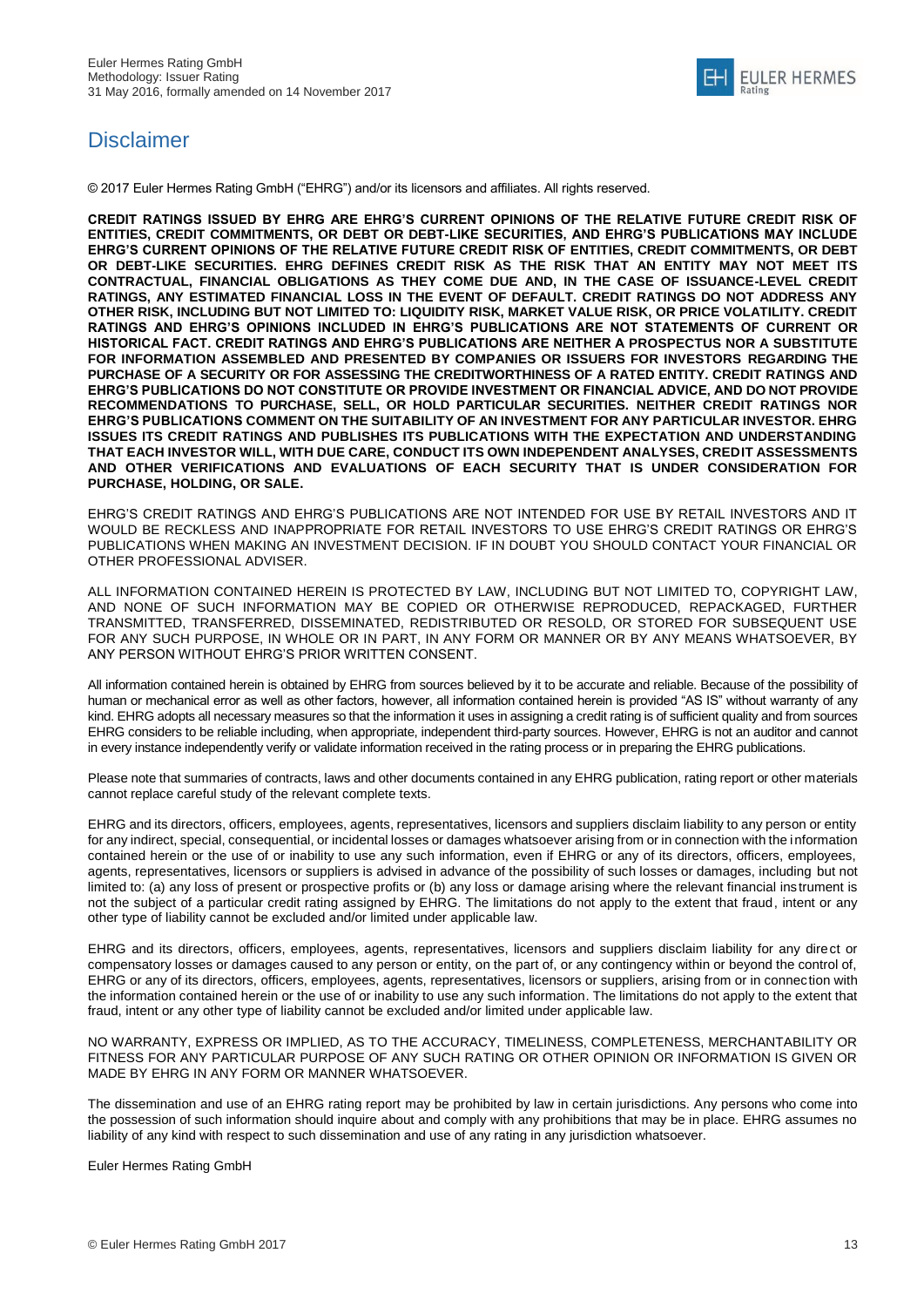# Disclaimer

© 2017 Euler Hermes Rating GmbH (“EHRG”) and/or its licensors and affiliates. All rights reserved.

**CREDIT RATINGS ISSUED BY EHRG ARE EHRG’S CURRENT OPINIONS OF THE RELATIVE FUTURE CREDIT RISK OF ENTITIES, CREDIT COMMITMENTS, OR DEBT OR DEBT-LIKE SECURITIES, AND EHRG’S PUBLICATIONS MAY INCLUDE EHRG’S CURRENT OPINIONS OF THE RELATIVE FUTURE CREDIT RISK OF ENTITIES, CREDIT COMMITMENTS, OR DEBT OR DEBT-LIKE SECURITIES. EHRG DEFINES CREDIT RISK AS THE RISK THAT AN ENTITY MAY NOT MEET ITS CONTRACTUAL, FINANCIAL OBLIGATIONS AS THEY COME DUE AND, IN THE CASE OF ISSUANCE-LEVEL CREDIT RATINGS, ANY ESTIMATED FINANCIAL LOSS IN THE EVENT OF DEFAULT. CREDIT RATINGS DO NOT ADDRESS ANY OTHER RISK, INCLUDING BUT NOT LIMITED TO: LIQUIDITY RISK, MARKET VALUE RISK, OR PRICE VOLATILITY. CREDIT RATINGS AND EHRG’S OPINIONS INCLUDED IN EHRG’S PUBLICATIONS ARE NOT STATEMENTS OF CURRENT OR HISTORICAL FACT. CREDIT RATINGS AND EHRG’S PUBLICATIONS ARE NEITHER A PROSPECTUS NOR A SUBSTITUTE FOR INFORMATION ASSEMBLED AND PRESENTED BY COMPANIES OR ISSUERS FOR INVESTORS REGARDING THE PURCHASE OF A SECURITY OR FOR ASSESSING THE CREDITWORTHINESS OF A RATED ENTITY. CREDIT RATINGS AND EHRG’S PUBLICATIONS DO NOT CONSTITUTE OR PROVIDE INVESTMENT OR FINANCIAL ADVICE, AND DO NOT PROVIDE RECOMMENDATIONS TO PURCHASE, SELL, OR HOLD PARTICULAR SECURITIES. NEITHER CREDIT RATINGS NOR EHRG’S PUBLICATIONS COMMENT ON THE SUITABILITY OF AN INVESTMENT FOR ANY PARTICULAR INVESTOR. EHRG ISSUES ITS CREDIT RATINGS AND PUBLISHES ITS PUBLICATIONS WITH THE EXPECTATION AND UNDERSTANDING THAT EACH INVESTOR WILL, WITH DUE CARE, CONDUCT ITS OWN INDEPENDENT ANALYSES, CREDIT ASSESSMENTS AND OTHER VERIFICATIONS AND EVALUATIONS OF EACH SECURITY THAT IS UNDER CONSIDERATION FOR PURCHASE, HOLDING, OR SALE.**

EHRG’S CREDIT RATINGS AND EHRG’S PUBLICATIONS ARE NOT INTENDED FOR USE BY RETAIL INVESTORS AND IT WOULD BE RECKLESS AND INAPPROPRIATE FOR RETAIL INVESTORS TO USE EHRG’S CREDIT RATINGS OR EHRG’S PUBLICATIONS WHEN MAKING AN INVESTMENT DECISION. IF IN DOUBT YOU SHOULD CONTACT YOUR FINANCIAL OR OTHER PROFESSIONAL ADVISER.

ALL INFORMATION CONTAINED HEREIN IS PROTECTED BY LAW, INCLUDING BUT NOT LIMITED TO, COPYRIGHT LAW, AND NONE OF SUCH INFORMATION MAY BE COPIED OR OTHERWISE REPRODUCED, REPACKAGED, FURTHER TRANSMITTED, TRANSFERRED, DISSEMINATED, REDISTRIBUTED OR RESOLD, OR STORED FOR SUBSEQUENT USE FOR ANY SUCH PURPOSE, IN WHOLE OR IN PART, IN ANY FORM OR MANNER OR BY ANY MEANS WHATSOEVER, BY ANY PERSON WITHOUT EHRG’S PRIOR WRITTEN CONSENT.

All information contained herein is obtained by EHRG from sources believed by it to be accurate and reliable. Because of the possibility of human or mechanical error as well as other factors, however, all information contained herein is provided “AS IS” without warranty of any kind. EHRG adopts all necessary measures so that the information it uses in assigning a credit rating is of sufficient quality and from sources EHRG considers to be reliable including, when appropriate, independent third-party sources. However, EHRG is not an auditor and cannot in every instance independently verify or validate information received in the rating process or in preparing the EHRG publications.

Please note that summaries of contracts, laws and other documents contained in any EHRG publication, rating report or other materials cannot replace careful study of the relevant complete texts.

EHRG and its directors, officers, employees, agents, representatives, licensors and suppliers disclaim liability to any person or entity for any indirect, special, consequential, or incidental losses or damages whatsoever arising from or in connection with the information contained herein or the use of or inability to use any such information, even if EHRG or any of its directors, officers, employees, agents, representatives, licensors or suppliers is advised in advance of the possibility of such losses or damages, including but not limited to: (a) any loss of present or prospective profits or (b) any loss or damage arising where the relevant financial instrument is not the subject of a particular credit rating assigned by EHRG. The limitations do not apply to the extent that fraud, intent or any other type of liability cannot be excluded and/or limited under applicable law.

EHRG and its directors, officers, employees, agents, representatives, licensors and suppliers disclaim liability for any direct or compensatory losses or damages caused to any person or entity, on the part of, or any contingency within or beyond the control of, EHRG or any of its directors, officers, employees, agents, representatives, licensors or suppliers, arising from or in connection with the information contained herein or the use of or inability to use any such information. The limitations do not apply to the extent that fraud, intent or any other type of liability cannot be excluded and/or limited under applicable law.

NO WARRANTY, EXPRESS OR IMPLIED, AS TO THE ACCURACY, TIMELINESS, COMPLETENESS, MERCHANTABILITY OR FITNESS FOR ANY PARTICULAR PURPOSE OF ANY SUCH RATING OR OTHER OPINION OR INFORMATION IS GIVEN OR MADE BY EHRG IN ANY FORM OR MANNER WHATSOEVER.

The dissemination and use of an EHRG rating report may be prohibited by law in certain jurisdictions. Any persons who come into the possession of such information should inquire about and comply with any prohibitions that may be in place. EHRG assumes no liability of any kind with respect to such dissemination and use of any rating in any jurisdiction whatsoever.

Euler Hermes Rating GmbH